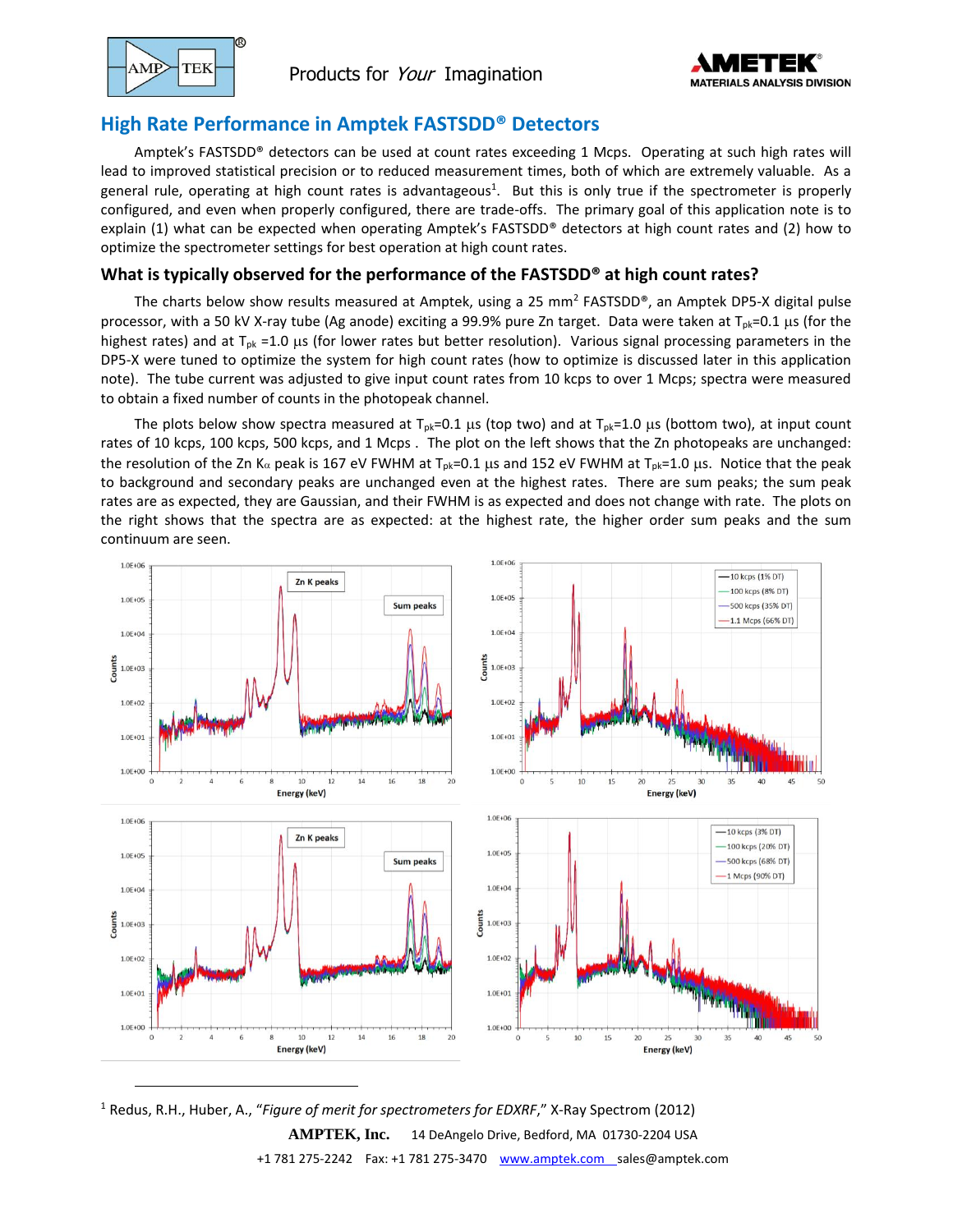# High Rate Performance in Amptek FASTSDD® Detectors

Amptek's FASTSDD® detectors can be used at count rates exceeding 1 Mcps. Operating at such high rates will lead to improved statistical precision or to reduced measurement times, both of which are extremely valuable. As a general rule, operating at high count rates is advantageous[1]. But this is only true if the spectrometer is properly configured, and even when properly configured, there are trade-offs. The primary goal of this application note is to explain (1) what can be expected when operating Amptek's FASTSDD® detectors at high count rates and (2) how to optimize the spectrometer settings for best operation at high count rates.

## What is typically observed for the performance of the FASTSDD® at high count rates?

The charts below show results measured at Amptek, using a 25 mm$^2$ FASTSDD®, an Amptek DP5-X digital pulse processor, with a 50 kV X-ray tube (Ag anode) exciting a 99.9% pure Zn target. Data were taken at $T_{pk}$=0.1 µs (for the highest rates) and at $T_{pk}$ =1.0 µs (for lower rates but better resolution). Various signal processing parameters in the DP5-X were tuned to optimize the system for high count rates (how to optimize is discussed later in this application note). The tube current was adjusted to give input count rates from 10 kcps to over 1 Mcps; spectra were measured to obtain a fixed number of counts in the photopeak channel.

The plots below show spectra measured at $T_{pk}$=0.1 µs (top two) and at $T_{pk}$=1.0 µs (bottom two), at input count rates of 10 kcps, 100 kcps, 500 kcps, and 1 Mcps . The plot on the left shows that the Zn photopeaks are unchanged: the resolution of the Zn K$\alpha$ peak is 167 eV FWHM at $T_{pk}$=0.1 µs and 152 eV FWHM at $T_{pk}$=1.0 µs. Notice that the peak to background and secondary peaks are unchanged even at the highest rates. There are sum peaks; the sum peak rates are as expected, they are Gaussian, and their FWHM is as expected and does not change with rate. The plots on the right shows that the spectra are as expected: at the highest rate, the higher order sum peaks and the sum continuum are seen.

[1] Redus, R.H., Huber, A., "*Figure of merit for spectrometers for EDXRF*," X-Ray Spectrom (2012)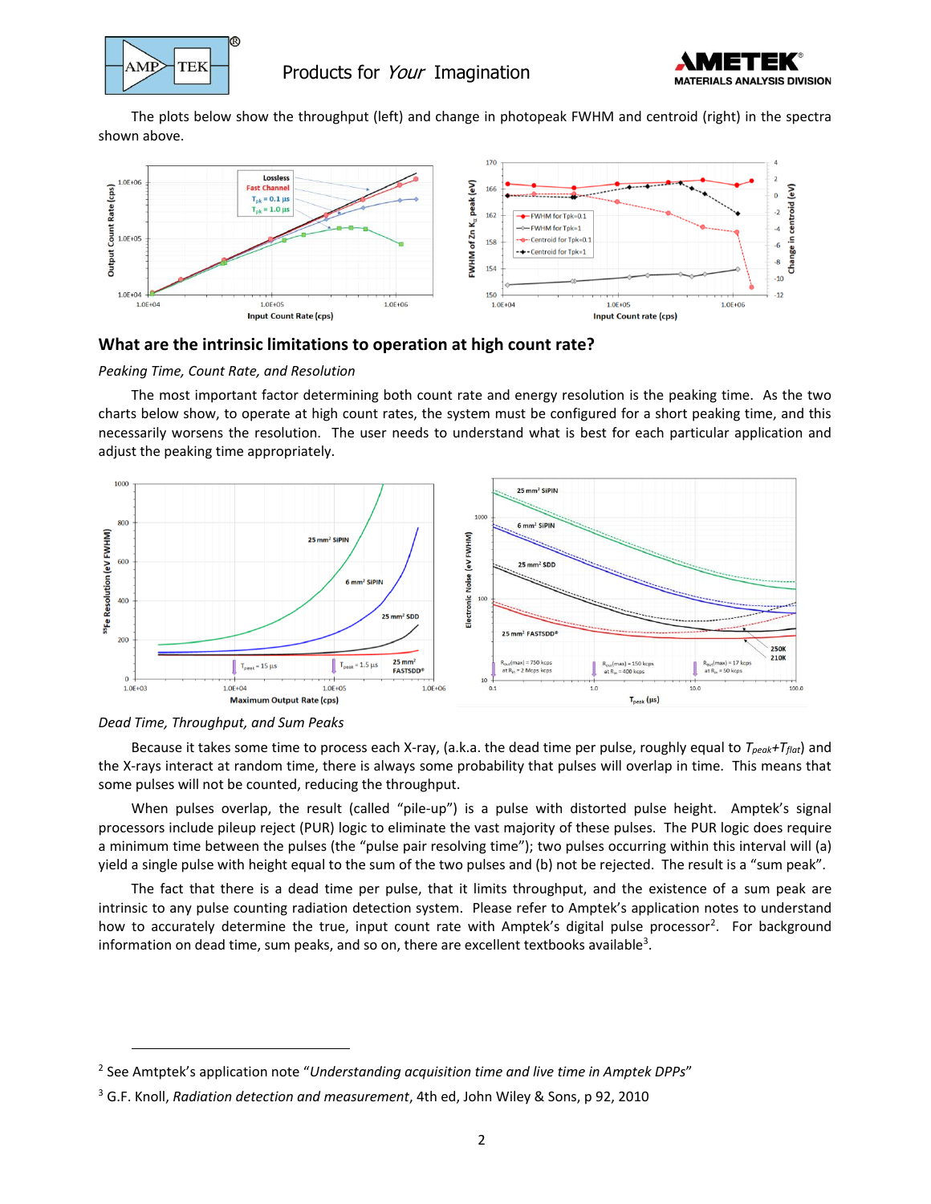The plots below show the throughput (left) and change in photopeak FWHM and centroid (right) in the spectra shown above.

## What are the intrinsic limitations to operation at high count rate?

*Peaking Time, Count Rate, and Resolution*

The most important factor determining both count rate and energy resolution is the peaking time. As the two charts below show, to operate at high count rates, the system must be configured for a short peaking time, and this necessarily worsens the resolution. The user needs to understand what is best for each particular application and adjust the peaking time appropriately.

*Dead Time, Throughput, and Sum Peaks*

Because it takes some time to process each X-ray, (a.k.a. the dead time per pulse, roughly equal to $T_{peak}+T_{flat}$) and the X-rays interact at random time, there is always some probability that pulses will overlap in time. This means that some pulses will not be counted, reducing the throughput.

When pulses overlap, the result (called "pile-up") is a pulse with distorted pulse height. Amptek's signal processors include pileup reject (PUR) logic to eliminate the vast majority of these pulses. The PUR logic does require a minimum time between the pulses (the "pulse pair resolving time"); two pulses occurring within this interval will (a) yield a single pulse with height equal to the sum of the two pulses and (b) not be rejected. The result is a "sum peak".

The fact that there is a dead time per pulse, that it limits throughput, and the existence of a sum peak are intrinsic to any pulse counting radiation detection system. Please refer to Amptek's application notes to understand how to accurately determine the true, input count rate with Amptek's digital pulse processor[2]. For background information on dead time, sum peaks, and so on, there are excellent textbooks available[3].

---

[2] See Amtptek's application note "*Understanding acquisition time and live time in Amptek DPPs*"

[3] G.F. Knoll, *Radiation detection and measurement*, 4th ed, John Wiley & Sons, p 92, 2010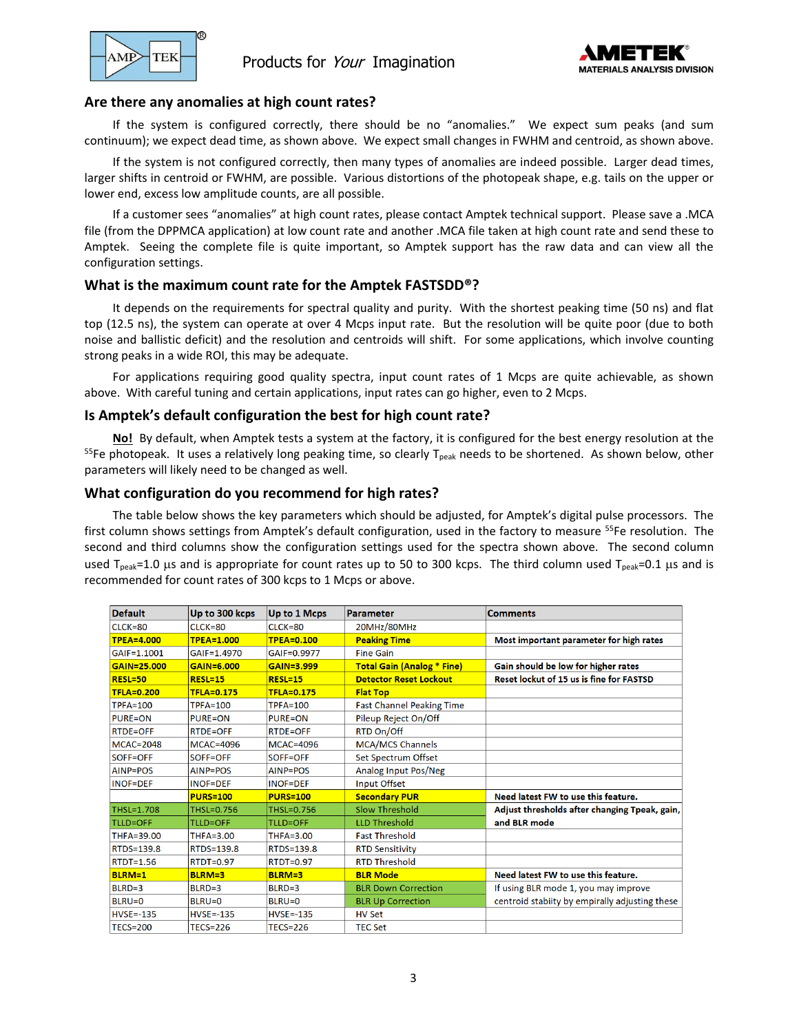## Are there any anomalies at high count rates?

If the system is configured correctly, there should be no "anomalies." We expect sum peaks (and sum continuum); we expect dead time, as shown above. We expect small changes in FWHM and centroid, as shown above.

If the system is not configured correctly, then many types of anomalies are indeed possible. Larger dead times, larger shifts in centroid or FWHM, are possible. Various distortions of the photopeak shape, e.g. tails on the upper or lower end, excess low amplitude counts, are all possible.

If a customer sees "anomalies" at high count rates, please contact Amptek technical support. Please save a .MCA file (from the DPPMCA application) at low count rate and another .MCA file taken at high count rate and send these to Amptek. Seeing the complete file is quite important, so Amptek support has the raw data and can view all the configuration settings.

## What is the maximum count rate for the Amptek FASTSDD®?

It depends on the requirements for spectral quality and purity. With the shortest peaking time (50 ns) and flat top (12.5 ns), the system can operate at over 4 Mcps input rate. But the resolution will be quite poor (due to both noise and ballistic deficit) and the resolution and centroids will shift. For some applications, which involve counting strong peaks in a wide ROI, this may be adequate.

For applications requiring good quality spectra, input count rates of 1 Mcps are quite achievable, as shown above. With careful tuning and certain applications, input rates can go higher, even to 2 Mcps.

## Is Amptek's default configuration the best for high count rate?

**No!** By default, when Amptek tests a system at the factory, it is configured for the best energy resolution at the $^{55}$Fe photopeak. It uses a relatively long peaking time, so clearly $T_{peak}$ needs to be shortened. As shown below, other parameters will likely need to be changed as well.

## What configuration do you recommend for high rates?

The table below shows the key parameters which should be adjusted, for Amptek's digital pulse processors. The first column shows settings from Amptek's default configuration, used in the factory to measure $^{55}$Fe resolution. The second and third columns show the configuration settings used for the spectra shown above. The second column used $T_{peak}$=1.0 µs and is appropriate for count rates up to 50 to 300 kcps. The third column used $T_{peak}$=0.1 µs and is recommended for count rates of 300 kcps to 1 Mcps or above.

| Default | Up to 300 kcps | Up to 1 Mcps | Parameter | Comments |
|---|---|---|---|---|
| CLCK=80 | CLCK=80 | CLCK=80 | 20MHz/80MHz | |
| **TPEA=4.000** | **TPEA=1.000** | **TPEA=0.100** | **Peaking Time** | **Most important parameter for high rates** |
| GAIF=1.1001 | GAIF=1.4970 | GAIF=0.9977 | Fine Gain | |
| **GAIN=25.000** | **GAIN=6.000** | **GAIN=3.999** | **Total Gain (Analog * Fine)** | **Gain should be low for higher rates** |
| **RESL=50** | **RESL=15** | **RESL=15** | **Detector Reset Lockout** | **Reset lockout of 15 us is fine for FASTSD** |
| **TFLA=0.200** | **TFLA=0.175** | **TFLA=0.175** | **Flat Top** | |
| TPFA=100 | TPFA=100 | TPFA=100 | Fast Channel Peaking Time | |
| PURE=ON | PURE=ON | PURE=ON | Pileup Reject On/Off | |
| RTDE=OFF | RTDE=OFF | RTDE=OFF | RTD On/Off | |
| MCAC=2048 | MCAC=4096 | MCAC=4096 | MCA/MCS Channels | |
| SOFF=OFF | SOFF=OFF | SOFF=OFF | Set Spectrum Offset | |
| AINP=POS | AINP=POS | AINP=POS | Analog Input Pos/Neg | |
| INOF=DEF | INOF=DEF | INOF=DEF | Input Offset | |
| | **PURS=100** | **PURS=100** | **Secondary PUR** | **Need latest FW to use this feature.** |
| THSL=1.708 | THSL=0.756 | THSL=0.756 | Slow Threshold | **Adjust thresholds after changing Tpeak, gain,** |
| TLLD=OFF | TLLD=OFF | TLLD=OFF | LLD Threshold | **and BLR mode** |
| THFA=39.00 | THFA=3.00 | THFA=3.00 | Fast Threshold | |
| RTDS=139.8 | RTDS=139.8 | RTDS=139.8 | RTD Sensitivity | |
| RTDT=1.56 | RTDT=0.97 | RTDT=0.97 | RTD Threshold | |
| **BLRM=1** | **BLRM=3** | **BLRM=3** | **BLR Mode** | **Need latest FW to use this feature.** |
| BLRD=3 | BLRD=3 | BLRD=3 | BLR Down Correction | If using BLR mode 1, you may improve |
| BLRU=0 | BLRU=0 | BLRU=0 | BLR Up Correction | centroid stabiity by empirally adjusting these |
| HVSE=-135 | HVSE=-135 | HVSE=-135 | HV Set | |
| TECS=200 | TECS=226 | TECS=226 | TEC Set | |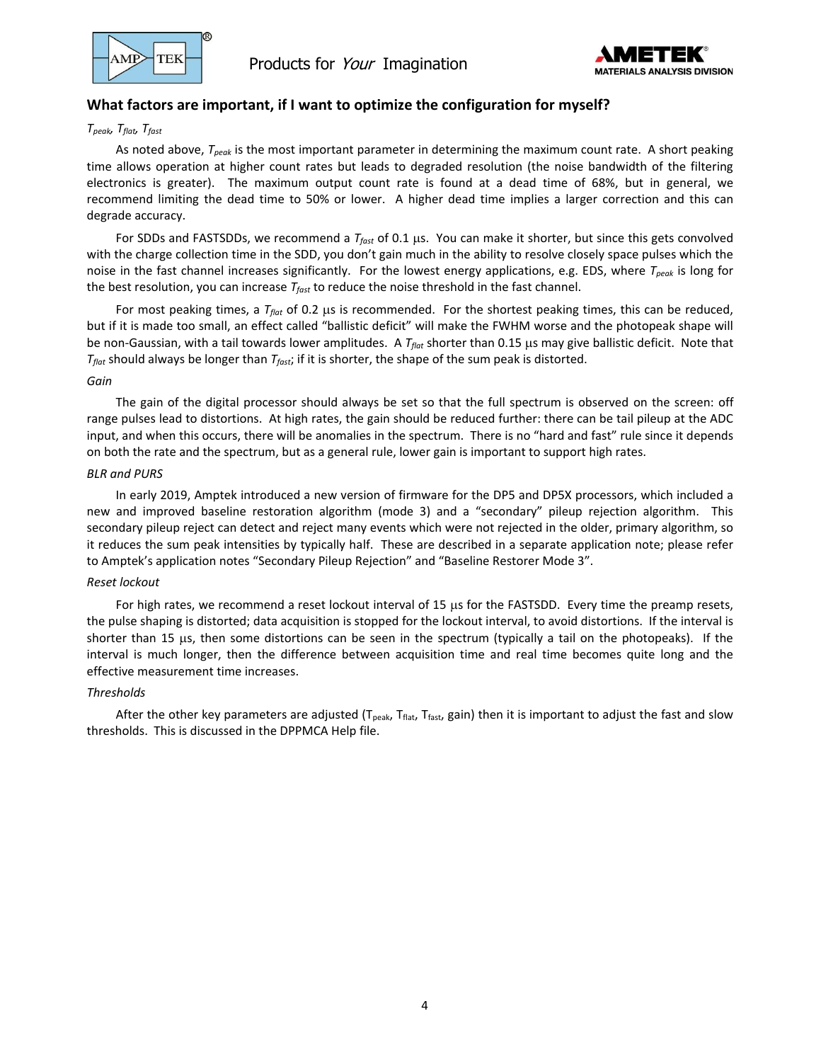## What factors are important, if I want to optimize the configuration for myself?

*$T_{peak}$, $T_{flat}$, $T_{fast}$*

As noted above, $T_{peak}$ is the most important parameter in determining the maximum count rate. A short peaking time allows operation at higher count rates but leads to degraded resolution (the noise bandwidth of the filtering electronics is greater). The maximum output count rate is found at a dead time of 68%, but in general, we recommend limiting the dead time to 50% or lower. A higher dead time implies a larger correction and this can degrade accuracy.

For SDDs and FASTSDDs, we recommend a $T_{fast}$ of 0.1 µs. You can make it shorter, but since this gets convolved with the charge collection time in the SDD, you don't gain much in the ability to resolve closely space pulses which the noise in the fast channel increases significantly. For the lowest energy applications, e.g. EDS, where $T_{peak}$ is long for the best resolution, you can increase $T_{fast}$ to reduce the noise threshold in the fast channel.

For most peaking times, a $T_{flat}$ of 0.2 µs is recommended. For the shortest peaking times, this can be reduced, but if it is made too small, an effect called "ballistic deficit" will make the FWHM worse and the photopeak shape will be non-Gaussian, with a tail towards lower amplitudes. A $T_{flat}$ shorter than 0.15 µs may give ballistic deficit. Note that $T_{flat}$ should always be longer than $T_{fast}$; if it is shorter, the shape of the sum peak is distorted.

*Gain*

The gain of the digital processor should always be set so that the full spectrum is observed on the screen: off range pulses lead to distortions. At high rates, the gain should be reduced further: there can be tail pileup at the ADC input, and when this occurs, there will be anomalies in the spectrum. There is no "hard and fast" rule since it depends on both the rate and the spectrum, but as a general rule, lower gain is important to support high rates.

*BLR and PURS*

In early 2019, Amptek introduced a new version of firmware for the DP5 and DP5X processors, which included a new and improved baseline restoration algorithm (mode 3) and a "secondary" pileup rejection algorithm. This secondary pileup reject can detect and reject many events which were not rejected in the older, primary algorithm, so it reduces the sum peak intensities by typically half. These are described in a separate application note; please refer to Amptek's application notes "Secondary Pileup Rejection" and "Baseline Restorer Mode 3".

*Reset lockout*

For high rates, we recommend a reset lockout interval of 15 µs for the FASTSDD. Every time the preamp resets, the pulse shaping is distorted; data acquisition is stopped for the lockout interval, to avoid distortions. If the interval is shorter than 15 µs, then some distortions can be seen in the spectrum (typically a tail on the photopeaks). If the interval is much longer, then the difference between acquisition time and real time becomes quite long and the effective measurement time increases.

*Thresholds*

After the other key parameters are adjusted ($T_{peak}$, $T_{flat}$, $T_{fast}$, gain) then it is important to adjust the fast and slow thresholds. This is discussed in the DPPMCA Help file.